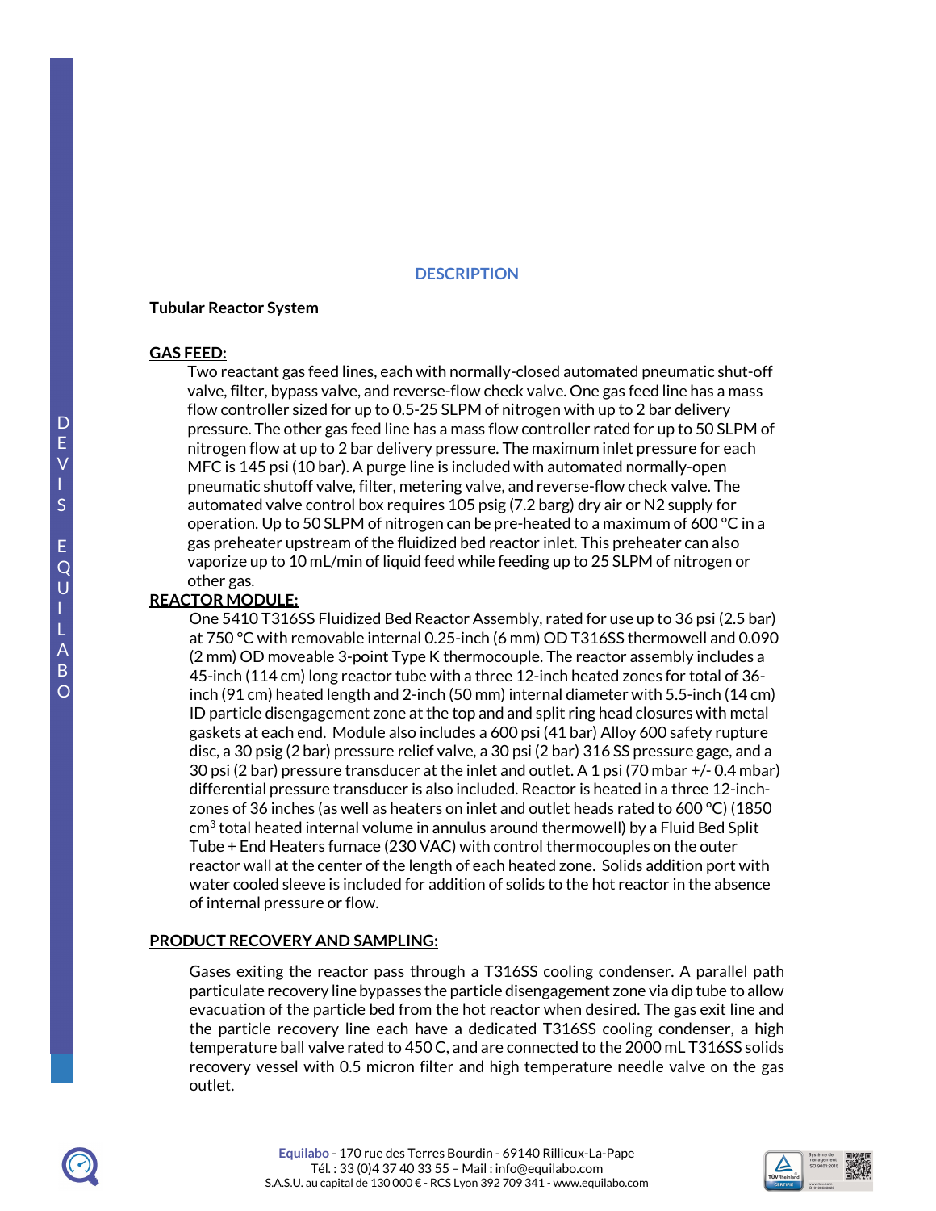## DESCRIPTION

**Tubular Reactor System**

**GAS FEED:**

Two reactant gas feed lines, each with normally-closed automated pneumatic shut-off valve, filter, bypass valve, and reverse-flow check valve. One gas feed line has a mass flow controller sized for up to 0.5-25 SLPM of nitrogen with up to 2 bar delivery pressure. The other gas feed line has a mass flow controller rated for up to 50 SLPM of nitrogen flow at up to 2 bar delivery pressure. The maximum inlet pressure for each MFC is 145 psi (10 bar). A purge line is included with automated normally-open pneumatic shutoff valve, filter, metering valve, and reverse-flow check valve. The automated valve control box requires 105 psig (7.2 barg) dry air or N2 supply for operation. Up to 50 SLPM of nitrogen can be pre-heated to a maximum of 600 °C in a gas preheater upstream of the fluidized bed reactor inlet. This preheater can also vaporize up to 10 mL/min of liquid feed while feeding up to 25 SLPM of nitrogen or other gas.

**REACTOR MODULE:**

One 5410 T316SS Fluidized Bed Reactor Assembly, rated for use up to 36 psi (2.5 bar) at 750 °C with removable internal 0.25-inch (6 mm) OD T316SS thermowell and 0.090 (2 mm) OD moveable 3-point Type K thermocouple. The reactor assembly includes a 45-inch (114 cm) long reactor tube with a three 12-inch heated zones for total of 36-inch (91 cm) heated length and 2-inch (50 mm) internal diameter with 5.5-inch (14 cm) ID particle disengagement zone at the top and and split ring head closures with metal gaskets at each end. Module also includes a 600 psi (41 bar) Alloy 600 safety rupture disc, a 30 psig (2 bar) pressure relief valve, a 30 psi (2 bar) 316 SS pressure gage, and a 30 psi (2 bar) pressure transducer at the inlet and outlet. A 1 psi (70 mbar +/- 0.4 mbar) differential pressure transducer is also included. Reactor is heated in a three 12-inch-zones of 36 inches (as well as heaters on inlet and outlet heads rated to 600 °C) (1850 $cm^3$ total heated internal volume in annulus around thermowell) by a Fluid Bed Split Tube + End Heaters furnace (230 VAC) with control thermocouples on the outer reactor wall at the center of the length of each heated zone. Solids addition port with water cooled sleeve is included for addition of solids to the hot reactor in the absence of internal pressure or flow.

**PRODUCT RECOVERY AND SAMPLING:**

Gases exiting the reactor pass through a T316SS cooling condenser. A parallel path particulate recovery line bypasses the particle disengagement zone via dip tube to allow evacuation of the particle bed from the hot reactor when desired. The gas exit line and the particle recovery line each have a dedicated T316SS cooling condenser, a high temperature ball valve rated to 450 C, and are connected to the 2000 mL T316SS solids recovery vessel with 0.5 micron filter and high temperature needle valve on the gas outlet.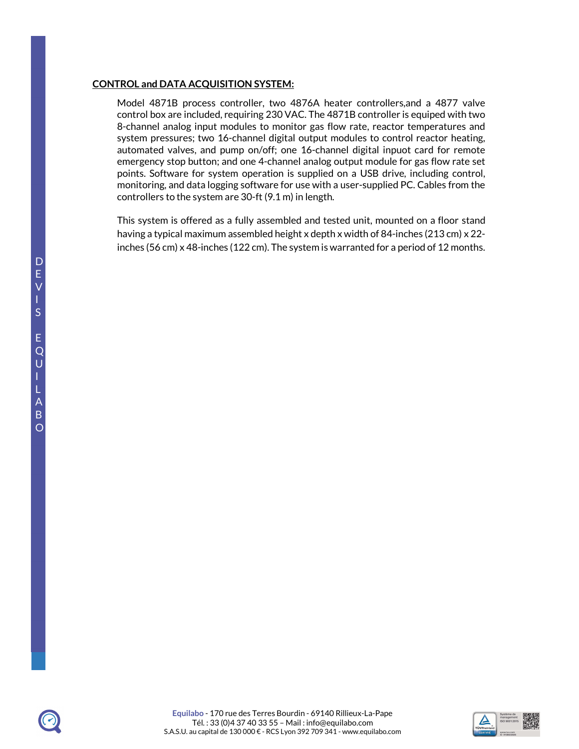**CONTROL and DATA ACQUISITION SYSTEM:**

Model 4871B process controller, two 4876A heater controllers,and a 4877 valve control box are included, requiring 230 VAC. The 4871B controller is equiped with two 8-channel analog input modules to monitor gas flow rate, reactor temperatures and system pressures; two 16-channel digital output modules to control reactor heating, automated valves, and pump on/off; one 16-channel digital inpuot card for remote emergency stop button; and one 4-channel analog output module for gas flow rate set points. Software for system operation is supplied on a USB drive, including control, monitoring, and data logging software for use with a user-supplied PC. Cables from the controllers to the system are 30-ft (9.1 m) in length.

This system is offered as a fully assembled and tested unit, mounted on a floor stand having a typical maximum assembled height x depth x width of 84-inches (213 cm) x 22-inches (56 cm) x 48-inches (122 cm). The system is warranted for a period of 12 months.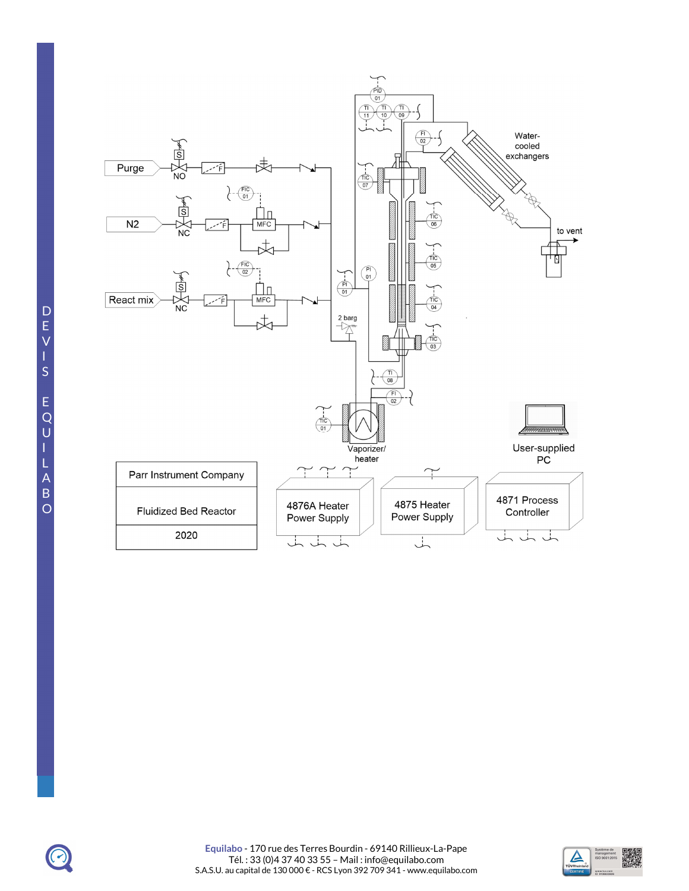Purge

NO

N2

NC

React mix

NC

FIC 01

FIC 02

MFC

MFC

PID 01

TI 11

TI 10

TI 09

FI 02

TIC 07

TIC 06

TIC 05

TIC 04

TIC 03

PI 01

PI 01

2 barg

TI 08

FI 02

TIC 01

Vaporizer/ heater

Water-cooled exchangers

to vent

User-supplied PC

| Parr Instrument Company |
|---|
| Fluidized Bed Reactor |
| 2020 |

4876A Heater Power Supply

4875 Heater Power Supply

4871 Process Controller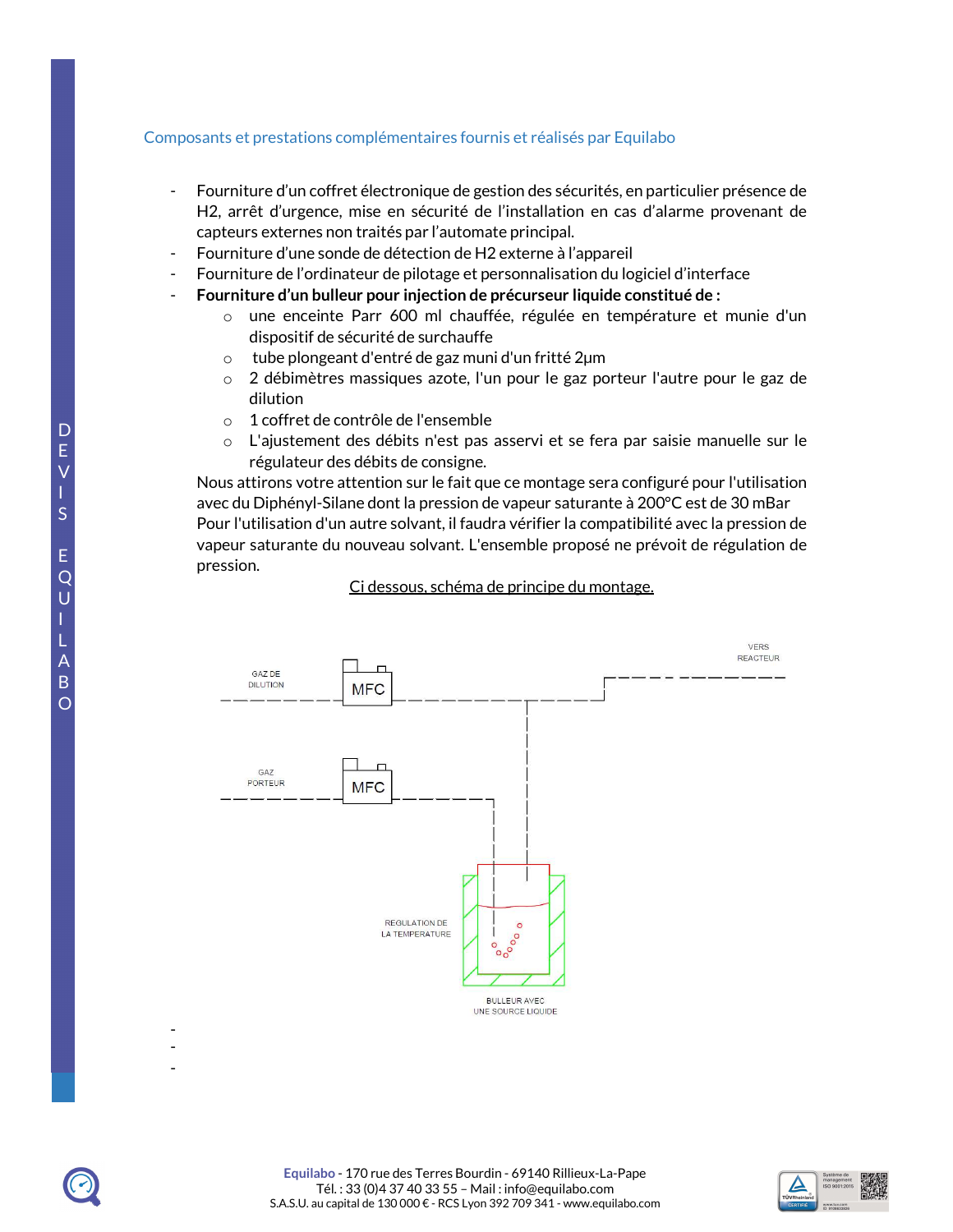## Composants et prestations complémentaires fournis et réalisés par Equilabo

- Fourniture d'un coffret électronique de gestion des sécurités, en particulier présence de H2, arrêt d'urgence, mise en sécurité de l'installation en cas d'alarme provenant de capteurs externes non traités par l'automate principal.
- Fourniture d'une sonde de détection de H2 externe à l'appareil
- Fourniture de l'ordinateur de pilotage et personnalisation du logiciel d'interface
- **Fourniture d'un bulleur pour injection de précurseur liquide constitué de :**
  - une enceinte Parr 600 ml chauffée, régulée en température et munie d'un dispositif de sécurité de surchauffe
  - tube plongeant d'entré de gaz muni d'un fritté 2µm
  - 2 débimètres massiques azote, l'un pour le gaz porteur l'autre pour le gaz de dilution
  - 1 coffret de contrôle de l'ensemble
  - L'ajustement des débits n'est pas asservi et se fera par saisie manuelle sur le régulateur des débits de consigne.

  Nous attirons votre attention sur le fait que ce montage sera configuré pour l'utilisation avec du Diphényl-Silane dont la pression de vapeur saturante à 200°C est de 30 mBar Pour l'utilisation d'un autre solvant, il faudra vérifier la compatibilité avec la pression de vapeur saturante du nouveau solvant. L'ensemble proposé ne prévoit de régulation de pression.

<u>Ci dessous, schéma de principe du montage.</u>

GAZ DE DILUTION

MFC

VERS REACTEUR

GAZ PORTEUR

MFC

REGULATION DE LA TEMPERATURE

BULLEUR AVEC UNE SOURCE LIQUIDE

-
-
-